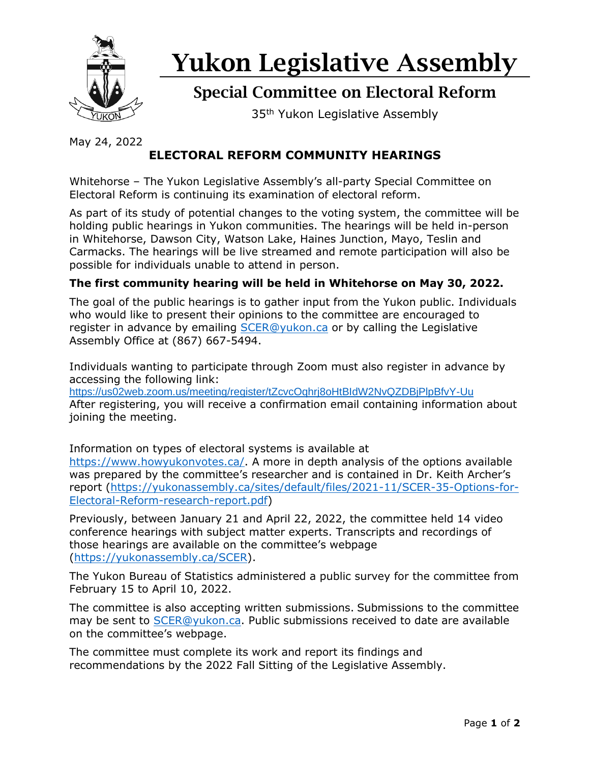# Yukon Legislative Assembly

## Special Committee on Electoral Reform

35th Yukon Legislative Assembly

May 24, 2022

### ELECTORAL REFORM COMMUNITY HEARINGS

Whitehorse – The Yukon Legislative Assembly's all-party Special Committee on Electoral Reform is continuing its examination of electoral reform.

As part of its study of potential changes to the voting system, the committee will be holding public hearings in Yukon communities. The hearings will be held in-person in Whitehorse, Dawson City, Watson Lake, Haines Junction, Mayo, Teslin and Carmacks. The hearings will be live streamed and remote participation will also be possible for individuals unable to attend in person.

**The first community hearing will be held in Whitehorse on May 30, 2022.**

The goal of the public hearings is to gather input from the Yukon public. Individuals who would like to present their opinions to the committee are encouraged to register in advance by emailing SCER@yukon.ca or by calling the Legislative Assembly Office at (867) 667-5494.

Individuals wanting to participate through Zoom must also register in advance by accessing the following link:
https://us02web.zoom.us/meeting/register/tZcvcOqhrj8oHtBIdW2NvQZDBjPlpBfvY-Uu
After registering, you will receive a confirmation email containing information about joining the meeting.

Information on types of electoral systems is available at https://www.howyukonvotes.ca/. A more in depth analysis of the options available was prepared by the committee's researcher and is contained in Dr. Keith Archer's report (https://yukonassembly.ca/sites/default/files/2021-11/SCER-35-Options-for-Electoral-Reform-research-report.pdf)

Previously, between January 21 and April 22, 2022, the committee held 14 video conference hearings with subject matter experts. Transcripts and recordings of those hearings are available on the committee's webpage (https://yukonassembly.ca/SCER).

The Yukon Bureau of Statistics administered a public survey for the committee from February 15 to April 10, 2022.

The committee is also accepting written submissions. Submissions to the committee may be sent to SCER@yukon.ca. Public submissions received to date are available on the committee's webpage.

The committee must complete its work and report its findings and recommendations by the 2022 Fall Sitting of the Legislative Assembly.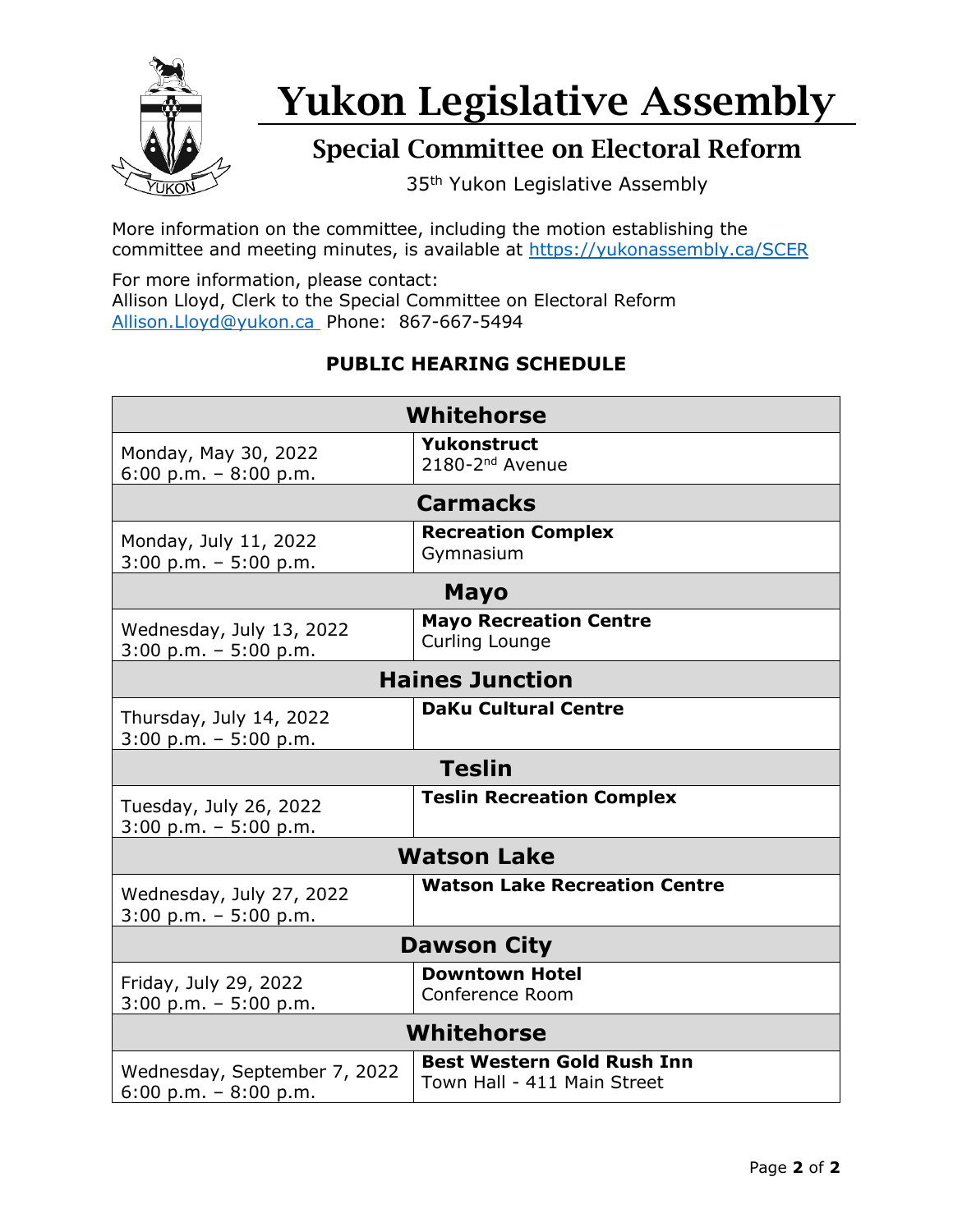# Yukon Legislative Assembly

## Special Committee on Electoral Reform

35th Yukon Legislative Assembly

More information on the committee, including the motion establishing the committee and meeting minutes, is available at https://yukonassembly.ca/SCER

For more information, please contact:
Allison Lloyd, Clerk to the Special Committee on Electoral Reform
Allison.Lloyd@yukon.ca Phone: 867-667-5494

### PUBLIC HEARING SCHEDULE

| | |
|---|---|
| **Whitehorse** | |
| Monday, May 30, 2022<br>6:00 p.m. – 8:00 p.m. | **Yukonstruct**<br>2180-2nd Avenue |
| **Carmacks** | |
| Monday, July 11, 2022<br>3:00 p.m. – 5:00 p.m. | **Recreation Complex**<br>Gymnasium |
| **Mayo** | |
| Wednesday, July 13, 2022<br>3:00 p.m. – 5:00 p.m. | **Mayo Recreation Centre**<br>Curling Lounge |
| **Haines Junction** | |
| Thursday, July 14, 2022<br>3:00 p.m. – 5:00 p.m. | **DaKu Cultural Centre** |
| **Teslin** | |
| Tuesday, July 26, 2022<br>3:00 p.m. – 5:00 p.m. | **Teslin Recreation Complex** |
| **Watson Lake** | |
| Wednesday, July 27, 2022<br>3:00 p.m. – 5:00 p.m. | **Watson Lake Recreation Centre** |
| **Dawson City** | |
| Friday, July 29, 2022<br>3:00 p.m. – 5:00 p.m. | **Downtown Hotel**<br>Conference Room |
| **Whitehorse** | |
| Wednesday, September 7, 2022<br>6:00 p.m. – 8:00 p.m. | **Best Western Gold Rush Inn**<br>Town Hall - 411 Main Street |